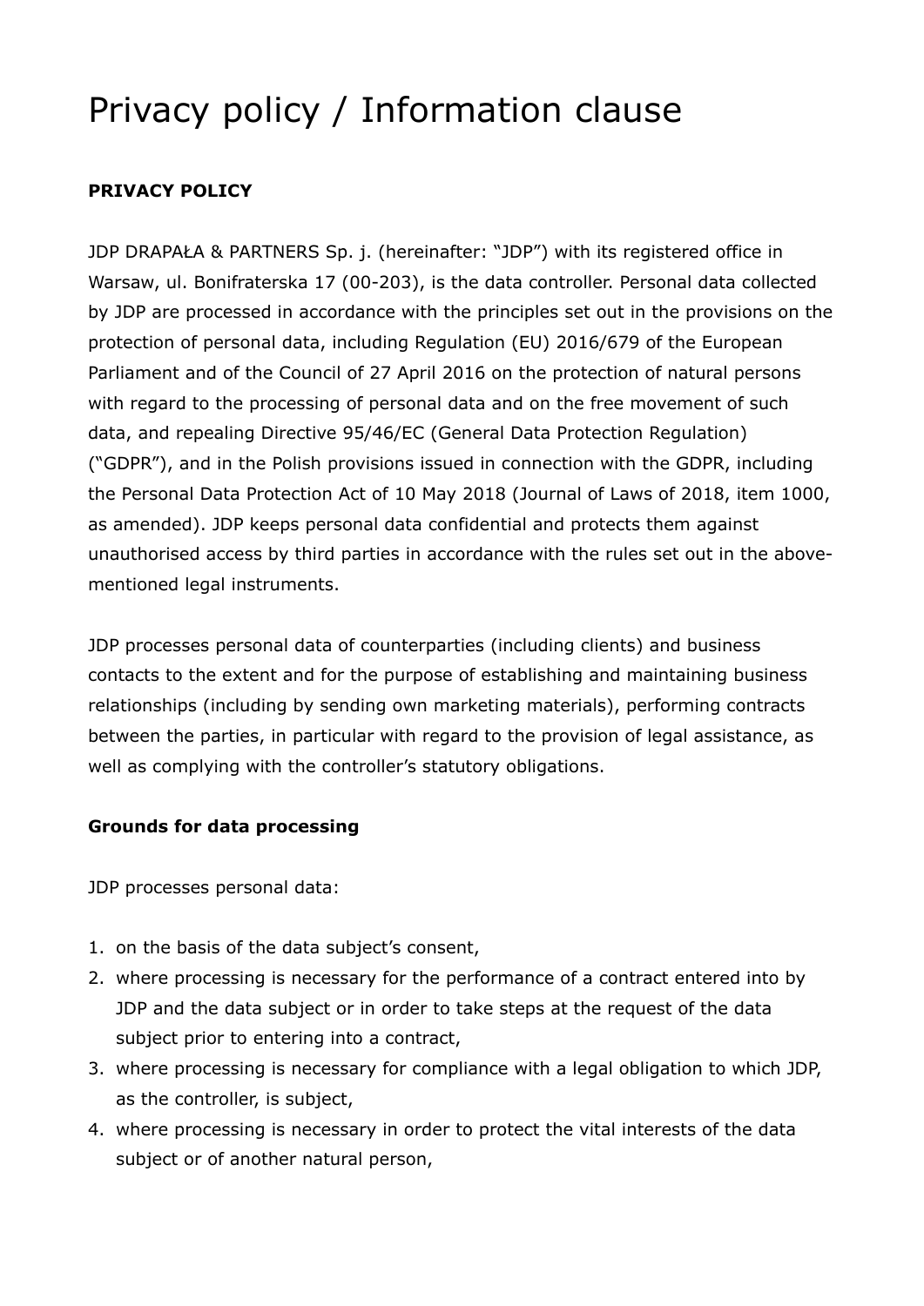# Privacy policy / Information clause

**PRIVACY POLICY**

JDP DRAPAŁA & PARTNERS Sp. j. (hereinafter: "JDP") with its registered office in Warsaw, ul. Bonifraterska 17 (00-203), is the data controller. Personal data collected by JDP are processed in accordance with the principles set out in the provisions on the protection of personal data, including Regulation (EU) 2016/679 of the European Parliament and of the Council of 27 April 2016 on the protection of natural persons with regard to the processing of personal data and on the free movement of such data, and repealing Directive 95/46/EC (General Data Protection Regulation) ("GDPR"), and in the Polish provisions issued in connection with the GDPR, including the Personal Data Protection Act of 10 May 2018 (Journal of Laws of 2018, item 1000, as amended). JDP keeps personal data confidential and protects them against unauthorised access by third parties in accordance with the rules set out in the above-mentioned legal instruments.

JDP processes personal data of counterparties (including clients) and business contacts to the extent and for the purpose of establishing and maintaining business relationships (including by sending own marketing materials), performing contracts between the parties, in particular with regard to the provision of legal assistance, as well as complying with the controller's statutory obligations.

**Grounds for data processing**

JDP processes personal data:

1. on the basis of the data subject's consent,
2. where processing is necessary for the performance of a contract entered into by JDP and the data subject or in order to take steps at the request of the data subject prior to entering into a contract,
3. where processing is necessary for compliance with a legal obligation to which JDP, as the controller, is subject,
4. where processing is necessary in order to protect the vital interests of the data subject or of another natural person,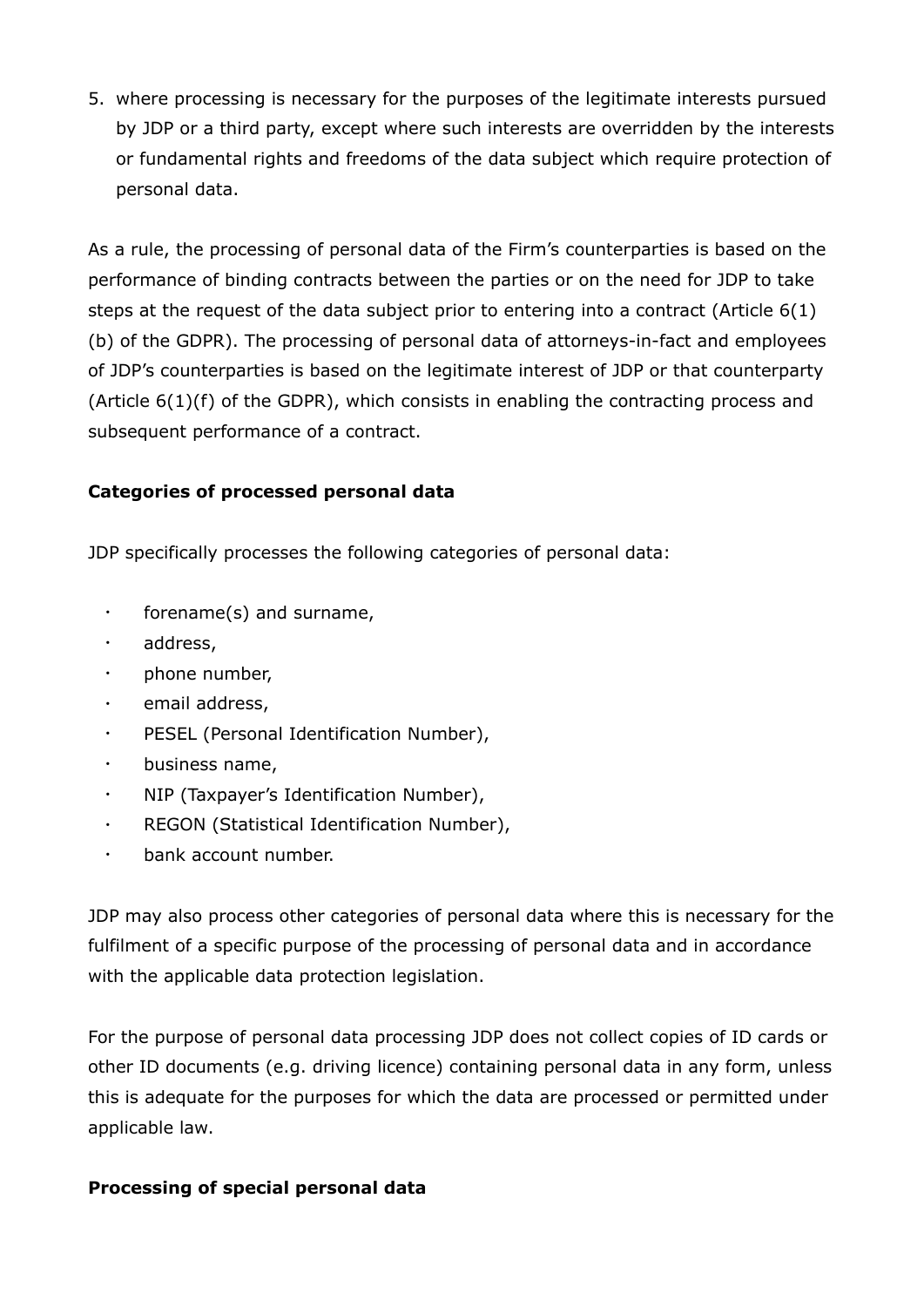5. where processing is necessary for the purposes of the legitimate interests pursued by JDP or a third party, except where such interests are overridden by the interests or fundamental rights and freedoms of the data subject which require protection of personal data.

As a rule, the processing of personal data of the Firm's counterparties is based on the performance of binding contracts between the parties or on the need for JDP to take steps at the request of the data subject prior to entering into a contract (Article 6(1)(b) of the GDPR). The processing of personal data of attorneys-in-fact and employees of JDP's counterparties is based on the legitimate interest of JDP or that counterparty (Article 6(1)(f) of the GDPR), which consists in enabling the contracting process and subsequent performance of a contract.

**Categories of processed personal data**

JDP specifically processes the following categories of personal data:

- forename(s) and surname,
- address,
- phone number,
- email address,
- PESEL (Personal Identification Number),
- business name,
- NIP (Taxpayer's Identification Number),
- REGON (Statistical Identification Number),
- bank account number.

JDP may also process other categories of personal data where this is necessary for the fulfilment of a specific purpose of the processing of personal data and in accordance with the applicable data protection legislation.

For the purpose of personal data processing JDP does not collect copies of ID cards or other ID documents (e.g. driving licence) containing personal data in any form, unless this is adequate for the purposes for which the data are processed or permitted under applicable law.

**Processing of special personal data**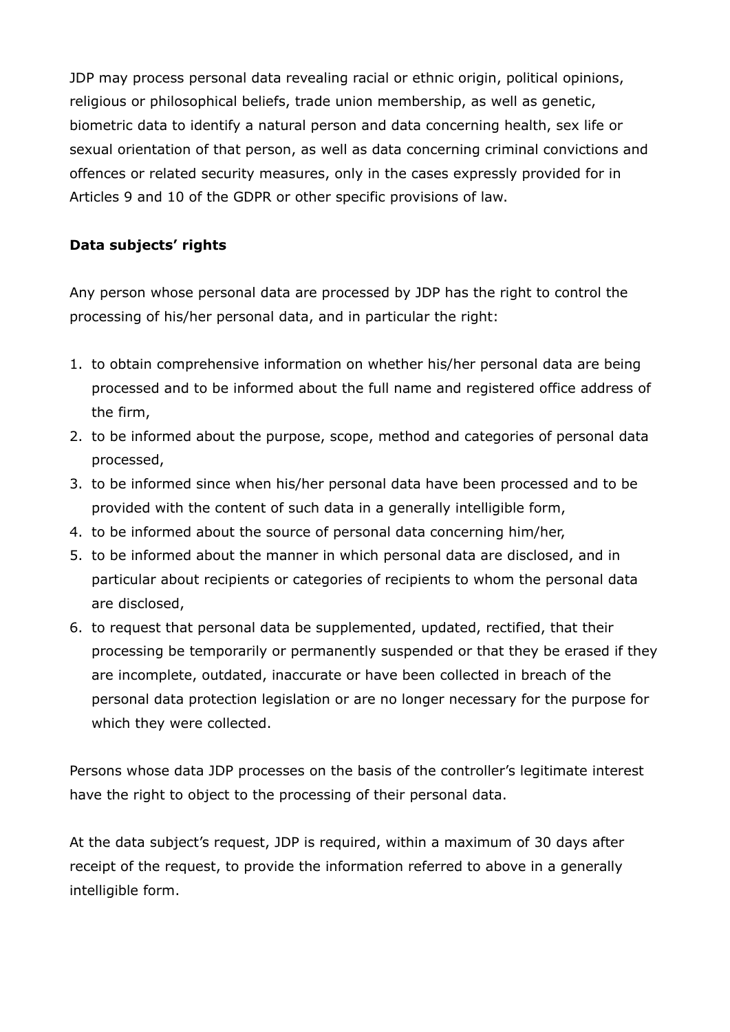JDP may process personal data revealing racial or ethnic origin, political opinions, religious or philosophical beliefs, trade union membership, as well as genetic, biometric data to identify a natural person and data concerning health, sex life or sexual orientation of that person, as well as data concerning criminal convictions and offences or related security measures, only in the cases expressly provided for in Articles 9 and 10 of the GDPR or other specific provisions of law.

**Data subjects' rights**

Any person whose personal data are processed by JDP has the right to control the processing of his/her personal data, and in particular the right:

1. to obtain comprehensive information on whether his/her personal data are being processed and to be informed about the full name and registered office address of the firm,
2. to be informed about the purpose, scope, method and categories of personal data processed,
3. to be informed since when his/her personal data have been processed and to be provided with the content of such data in a generally intelligible form,
4. to be informed about the source of personal data concerning him/her,
5. to be informed about the manner in which personal data are disclosed, and in particular about recipients or categories of recipients to whom the personal data are disclosed,
6. to request that personal data be supplemented, updated, rectified, that their processing be temporarily or permanently suspended or that they be erased if they are incomplete, outdated, inaccurate or have been collected in breach of the personal data protection legislation or are no longer necessary for the purpose for which they were collected.

Persons whose data JDP processes on the basis of the controller's legitimate interest have the right to object to the processing of their personal data.

At the data subject's request, JDP is required, within a maximum of 30 days after receipt of the request, to provide the information referred to above in a generally intelligible form.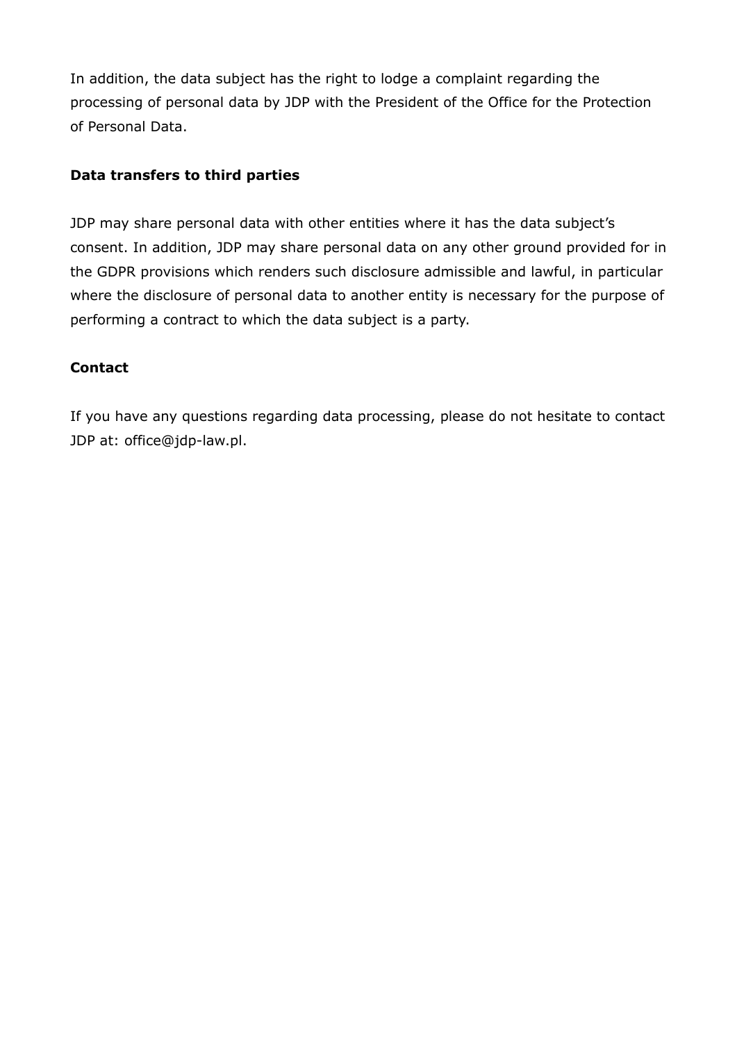In addition, the data subject has the right to lodge a complaint regarding the processing of personal data by JDP with the President of the Office for the Protection of Personal Data.

## Data transfers to third parties

JDP may share personal data with other entities where it has the data subject's consent. In addition, JDP may share personal data on any other ground provided for in the GDPR provisions which renders such disclosure admissible and lawful, in particular where the disclosure of personal data to another entity is necessary for the purpose of performing a contract to which the data subject is a party.

## Contact

If you have any questions regarding data processing, please do not hesitate to contact JDP at: office@jdp-law.pl.